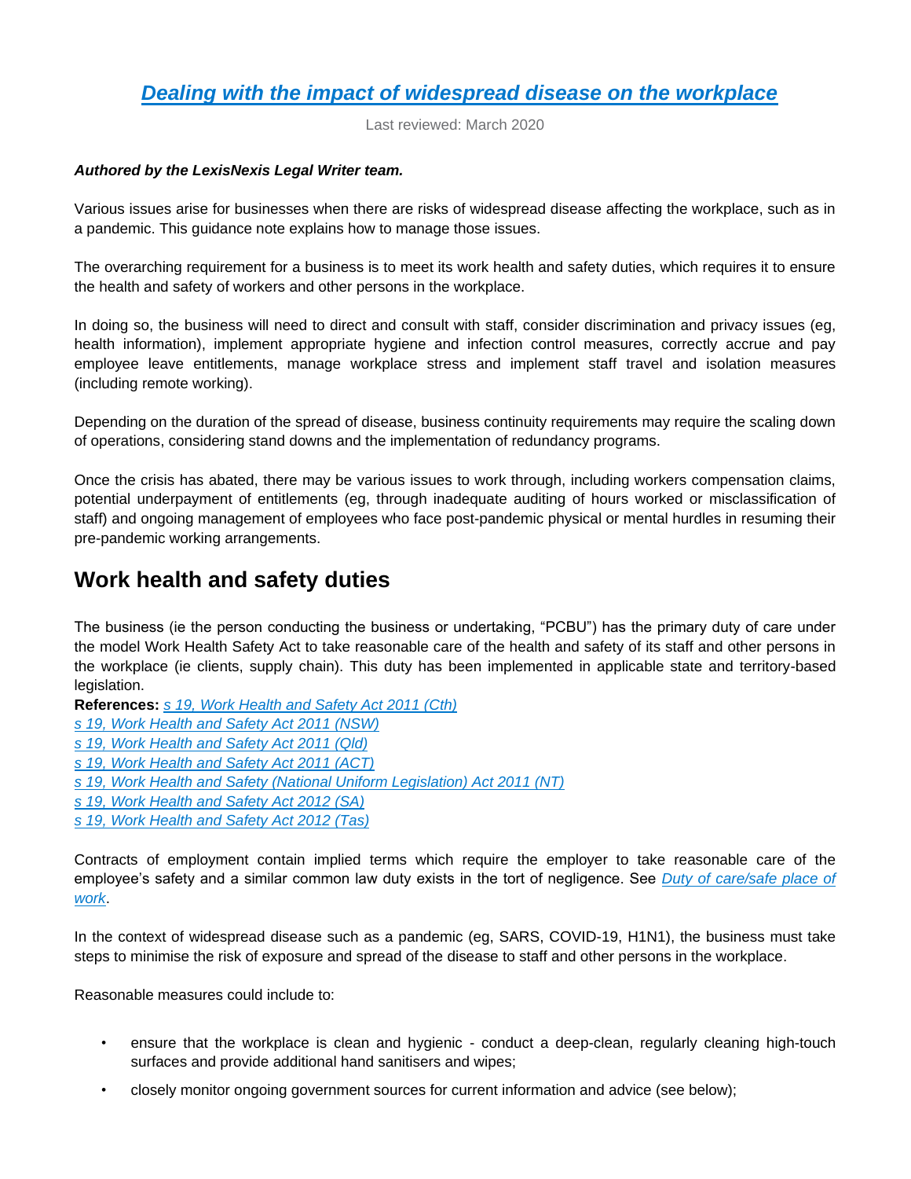# Dealing with the impact of widespread disease on the workplace

Last reviewed: March 2020

***Authored by the LexisNexis Legal Writer team.***

Various issues arise for businesses when there are risks of widespread disease affecting the workplace, such as in a pandemic. This guidance note explains how to manage those issues.

The overarching requirement for a business is to meet its work health and safety duties, which requires it to ensure the health and safety of workers and other persons in the workplace.

In doing so, the business will need to direct and consult with staff, consider discrimination and privacy issues (eg, health information), implement appropriate hygiene and infection control measures, correctly accrue and pay employee leave entitlements, manage workplace stress and implement staff travel and isolation measures (including remote working).

Depending on the duration of the spread of disease, business continuity requirements may require the scaling down of operations, considering stand downs and the implementation of redundancy programs.

Once the crisis has abated, there may be various issues to work through, including workers compensation claims, potential underpayment of entitlements (eg, through inadequate auditing of hours worked or misclassification of staff) and ongoing management of employees who face post-pandemic physical or mental hurdles in resuming their pre-pandemic working arrangements.

## Work health and safety duties

The business (ie the person conducting the business or undertaking, "PCBU") has the primary duty of care under the model Work Health Safety Act to take reasonable care of the health and safety of its staff and other persons in the workplace (ie clients, supply chain). This duty has been implemented in applicable state and territory-based legislation.

**References:** *s 19, Work Health and Safety Act 2011 (Cth)*
*s 19, Work Health and Safety Act 2011 (NSW)*
*s 19, Work Health and Safety Act 2011 (Qld)*
*s 19, Work Health and Safety Act 2011 (ACT)*
*s 19, Work Health and Safety (National Uniform Legislation) Act 2011 (NT)*
*s 19, Work Health and Safety Act 2012 (SA)*
*s 19, Work Health and Safety Act 2012 (Tas)*

Contracts of employment contain implied terms which require the employer to take reasonable care of the employee's safety and a similar common law duty exists in the tort of negligence. See *Duty of care/safe place of work*.

In the context of widespread disease such as a pandemic (eg, SARS, COVID-19, H1N1), the business must take steps to minimise the risk of exposure and spread of the disease to staff and other persons in the workplace.

Reasonable measures could include to:

- ensure that the workplace is clean and hygienic - conduct a deep-clean, regularly cleaning high-touch surfaces and provide additional hand sanitisers and wipes;
- closely monitor ongoing government sources for current information and advice (see below);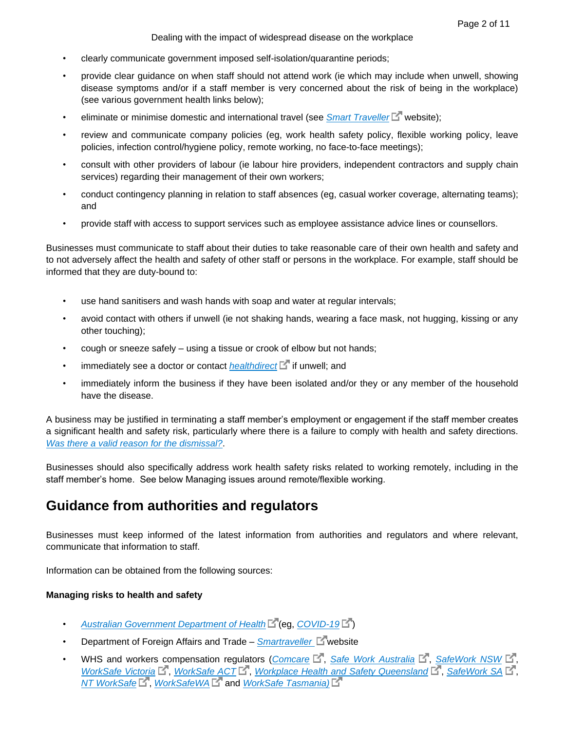- clearly communicate government imposed self-isolation/quarantine periods;
- provide clear guidance on when staff should not attend work (ie which may include when unwell, showing disease symptoms and/or if a staff member is very concerned about the risk of being in the workplace) (see various government health links below);
- eliminate or minimise domestic and international travel (see *Smart Traveller* website);
- review and communicate company policies (eg, work health safety policy, flexible working policy, leave policies, infection control/hygiene policy, remote working, no face-to-face meetings);
- consult with other providers of labour (ie labour hire providers, independent contractors and supply chain services) regarding their management of their own workers;
- conduct contingency planning in relation to staff absences (eg, casual worker coverage, alternating teams); and
- provide staff with access to support services such as employee assistance advice lines or counsellors.

Businesses must communicate to staff about their duties to take reasonable care of their own health and safety and to not adversely affect the health and safety of other staff or persons in the workplace. For example, staff should be informed that they are duty-bound to:

- use hand sanitisers and wash hands with soap and water at regular intervals;
- avoid contact with others if unwell (ie not shaking hands, wearing a face mask, not hugging, kissing or any other touching);
- cough or sneeze safely – using a tissue or crook of elbow but not hands;
- immediately see a doctor or contact *healthdirect* if unwell; and
- immediately inform the business if they have been isolated and/or they or any member of the household have the disease.

A business may be justified in terminating a staff member's employment or engagement if the staff member creates a significant health and safety risk, particularly where there is a failure to comply with health and safety directions. *Was there a valid reason for the dismissal?*.

Businesses should also specifically address work health safety risks related to working remotely, including in the staff member's home. See below Managing issues around remote/flexible working.

## Guidance from authorities and regulators

Businesses must keep informed of the latest information from authorities and regulators and where relevant, communicate that information to staff.

Information can be obtained from the following sources:

**Managing risks to health and safety**

- *Australian Government Department of Health* (eg, *COVID-19*)
- Department of Foreign Affairs and Trade – *Smartraveller* website
- WHS and workers compensation regulators (*Comcare*, *Safe Work Australia*, *SafeWork NSW*, *WorkSafe Victoria*, *WorkSafe ACT*, *Workplace Health and Safety Queensland*, *SafeWork SA*, *NT WorkSafe*, *WorkSafeWA* and *WorkSafe Tasmania)*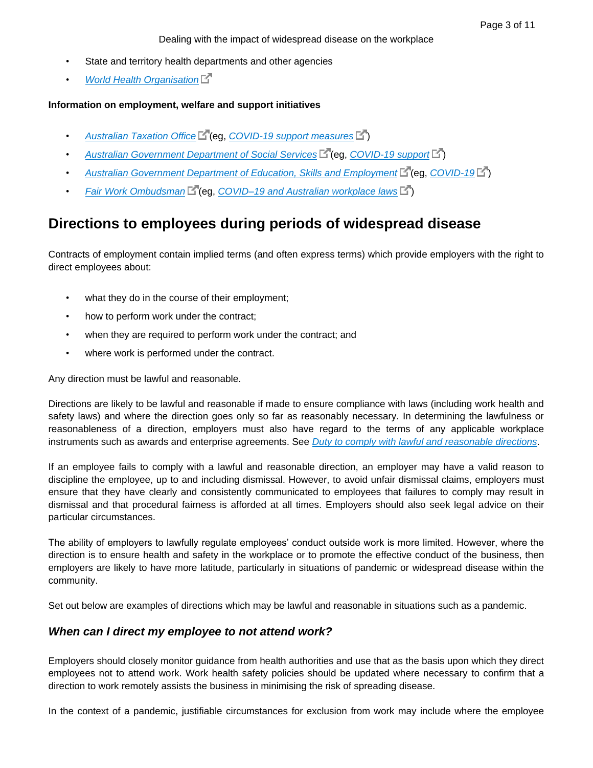- State and territory health departments and other agencies
- *World Health Organisation*

**Information on employment, welfare and support initiatives**

- *Australian Taxation Office* (eg, *COVID-19 support measures*)
- *Australian Government Department of Social Services* (eg, *COVID-19 support*)
- *Australian Government Department of Education, Skills and Employment* (eg, *COVID-19*)
- *Fair Work Ombudsman* (eg, *COVID–19 and Australian workplace laws*)

## Directions to employees during periods of widespread disease

Contracts of employment contain implied terms (and often express terms) which provide employers with the right to direct employees about:

- what they do in the course of their employment;
- how to perform work under the contract;
- when they are required to perform work under the contract; and
- where work is performed under the contract.

Any direction must be lawful and reasonable.

Directions are likely to be lawful and reasonable if made to ensure compliance with laws (including work health and safety laws) and where the direction goes only so far as reasonably necessary. In determining the lawfulness or reasonableness of a direction, employers must also have regard to the terms of any applicable workplace instruments such as awards and enterprise agreements. See *Duty to comply with lawful and reasonable directions*.

If an employee fails to comply with a lawful and reasonable direction, an employer may have a valid reason to discipline the employee, up to and including dismissal. However, to avoid unfair dismissal claims, employers must ensure that they have clearly and consistently communicated to employees that failures to comply may result in dismissal and that procedural fairness is afforded at all times. Employers should also seek legal advice on their particular circumstances.

The ability of employers to lawfully regulate employees' conduct outside work is more limited. However, where the direction is to ensure health and safety in the workplace or to promote the effective conduct of the business, then employers are likely to have more latitude, particularly in situations of pandemic or widespread disease within the community.

Set out below are examples of directions which may be lawful and reasonable in situations such as a pandemic.

### *When can I direct my employee to not attend work?*

Employers should closely monitor guidance from health authorities and use that as the basis upon which they direct employees not to attend work. Work health safety policies should be updated where necessary to confirm that a direction to work remotely assists the business in minimising the risk of spreading disease.

In the context of a pandemic, justifiable circumstances for exclusion from work may include where the employee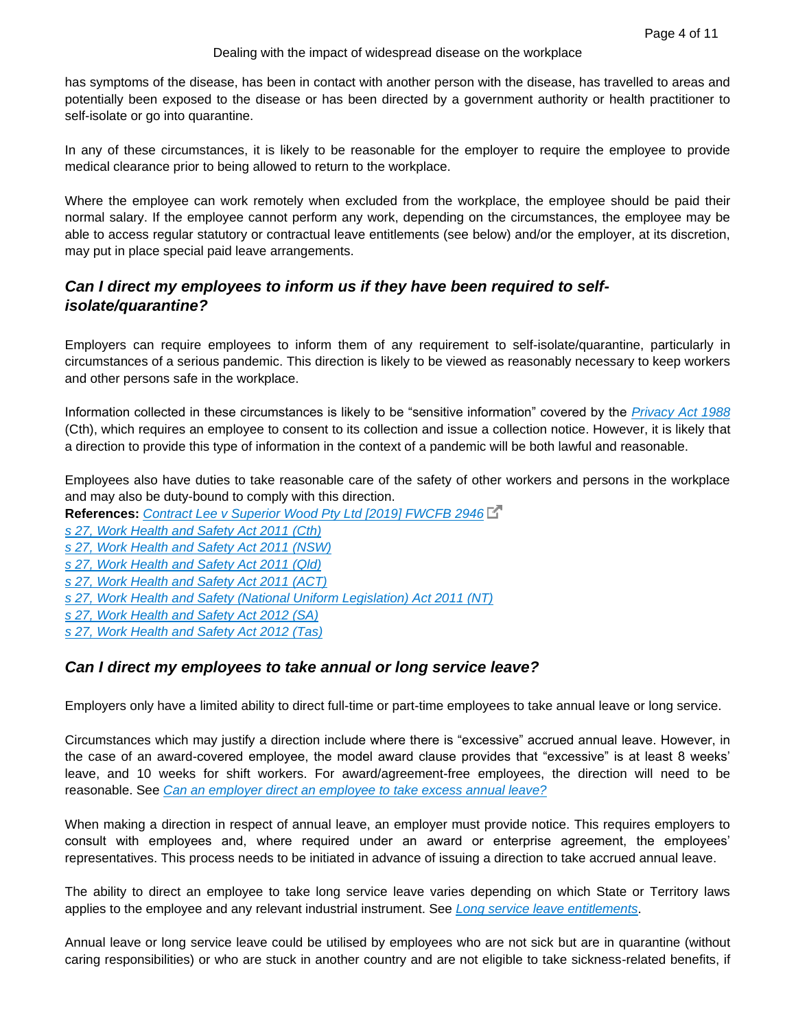has symptoms of the disease, has been in contact with another person with the disease, has travelled to areas and potentially been exposed to the disease or has been directed by a government authority or health practitioner to self-isolate or go into quarantine.

In any of these circumstances, it is likely to be reasonable for the employer to require the employee to provide medical clearance prior to being allowed to return to the workplace.

Where the employee can work remotely when excluded from the workplace, the employee should be paid their normal salary. If the employee cannot perform any work, depending on the circumstances, the employee may be able to access regular statutory or contractual leave entitlements (see below) and/or the employer, at its discretion, may put in place special paid leave arrangements.

## *Can I direct my employees to inform us if they have been required to self-isolate/quarantine?*

Employers can require employees to inform them of any requirement to self-isolate/quarantine, particularly in circumstances of a serious pandemic. This direction is likely to be viewed as reasonably necessary to keep workers and other persons safe in the workplace.

Information collected in these circumstances is likely to be "sensitive information" covered by the *Privacy Act 1988* (Cth), which requires an employee to consent to its collection and issue a collection notice. However, it is likely that a direction to provide this type of information in the context of a pandemic will be both lawful and reasonable.

Employees also have duties to take reasonable care of the safety of other workers and persons in the workplace and may also be duty-bound to comply with this direction.

**References:** *Contract Lee v Superior Wood Pty Ltd [2019] FWCFB 2946*
*s 27, Work Health and Safety Act 2011 (Cth)*
*s 27, Work Health and Safety Act 2011 (NSW)*
*s 27, Work Health and Safety Act 2011 (Qld)*
*s 27, Work Health and Safety Act 2011 (ACT)*
*s 27, Work Health and Safety (National Uniform Legislation) Act 2011 (NT)*
*s 27, Work Health and Safety Act 2012 (SA)*
*s 27, Work Health and Safety Act 2012 (Tas)*

## *Can I direct my employees to take annual or long service leave?*

Employers only have a limited ability to direct full-time or part-time employees to take annual leave or long service.

Circumstances which may justify a direction include where there is "excessive" accrued annual leave. However, in the case of an award-covered employee, the model award clause provides that "excessive" is at least 8 weeks' leave, and 10 weeks for shift workers. For award/agreement-free employees, the direction will need to be reasonable. See *Can an employer direct an employee to take excess annual leave?*

When making a direction in respect of annual leave, an employer must provide notice. This requires employers to consult with employees and, where required under an award or enterprise agreement, the employees' representatives. This process needs to be initiated in advance of issuing a direction to take accrued annual leave.

The ability to direct an employee to take long service leave varies depending on which State or Territory laws applies to the employee and any relevant industrial instrument. See *Long service leave entitlements*.

Annual leave or long service leave could be utilised by employees who are not sick but are in quarantine (without caring responsibilities) or who are stuck in another country and are not eligible to take sickness-related benefits, if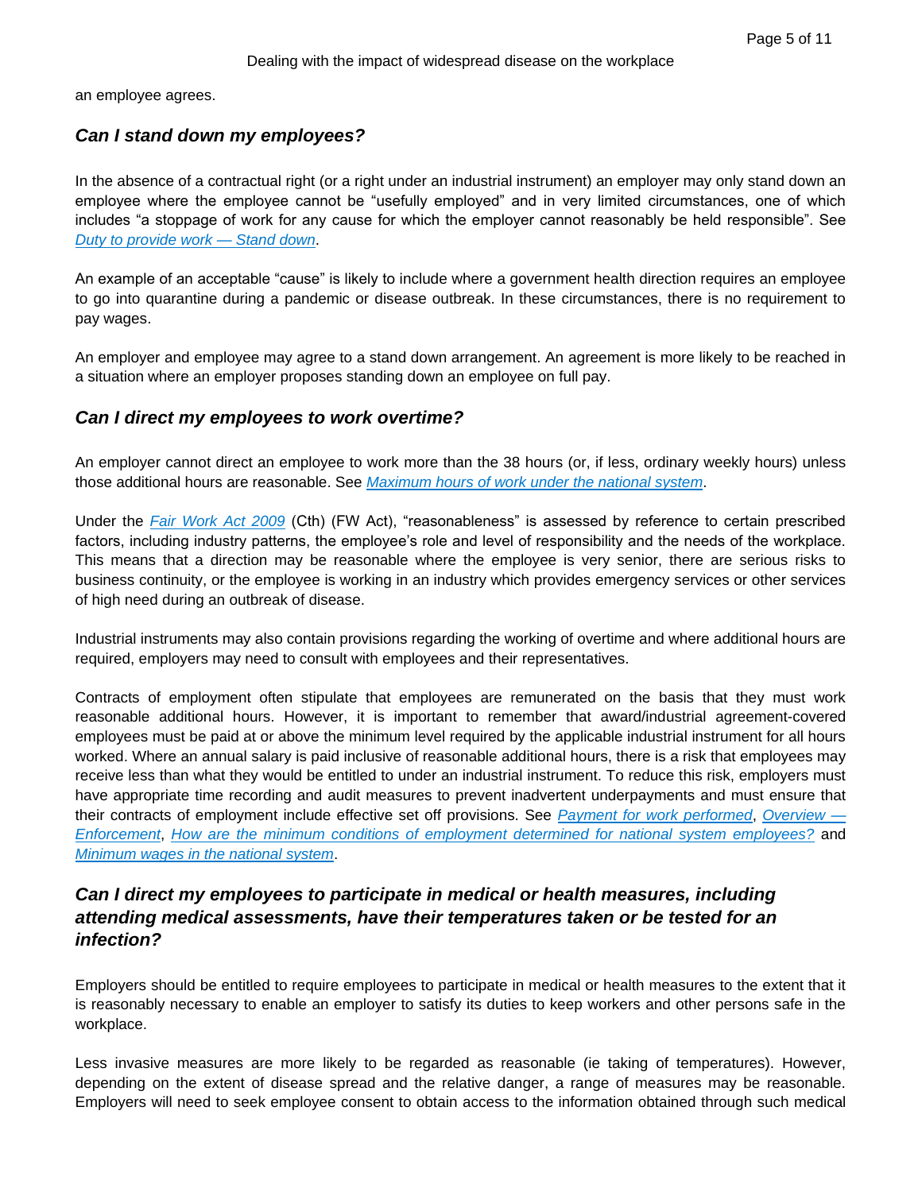an employee agrees.

### *Can I stand down my employees?*

In the absence of a contractual right (or a right under an industrial instrument) an employer may only stand down an employee where the employee cannot be “usefully employed” and in very limited circumstances, one of which includes “a stoppage of work for any cause for which the employer cannot reasonably be held responsible”. See *Duty to provide work — Stand down*.

An example of an acceptable “cause” is likely to include where a government health direction requires an employee to go into quarantine during a pandemic or disease outbreak. In these circumstances, there is no requirement to pay wages.

An employer and employee may agree to a stand down arrangement. An agreement is more likely to be reached in a situation where an employer proposes standing down an employee on full pay.

### *Can I direct my employees to work overtime?*

An employer cannot direct an employee to work more than the 38 hours (or, if less, ordinary weekly hours) unless those additional hours are reasonable. See *Maximum hours of work under the national system*.

Under the *Fair Work Act 2009* (Cth) (FW Act), “reasonableness” is assessed by reference to certain prescribed factors, including industry patterns, the employee’s role and level of responsibility and the needs of the workplace. This means that a direction may be reasonable where the employee is very senior, there are serious risks to business continuity, or the employee is working in an industry which provides emergency services or other services of high need during an outbreak of disease.

Industrial instruments may also contain provisions regarding the working of overtime and where additional hours are required, employers may need to consult with employees and their representatives.

Contracts of employment often stipulate that employees are remunerated on the basis that they must work reasonable additional hours. However, it is important to remember that award/industrial agreement-covered employees must be paid at or above the minimum level required by the applicable industrial instrument for all hours worked. Where an annual salary is paid inclusive of reasonable additional hours, there is a risk that employees may receive less than what they would be entitled to under an industrial instrument. To reduce this risk, employers must have appropriate time recording and audit measures to prevent inadvertent underpayments and must ensure that their contracts of employment include effective set off provisions. See *Payment for work performed*, *Overview — Enforcement*, *How are the minimum conditions of employment determined for national system employees?* and *Minimum wages in the national system*.

### *Can I direct my employees to participate in medical or health measures, including attending medical assessments, have their temperatures taken or be tested for an infection?*

Employers should be entitled to require employees to participate in medical or health measures to the extent that it is reasonably necessary to enable an employer to satisfy its duties to keep workers and other persons safe in the workplace.

Less invasive measures are more likely to be regarded as reasonable (ie taking of temperatures). However, depending on the extent of disease spread and the relative danger, a range of measures may be reasonable. Employers will need to seek employee consent to obtain access to the information obtained through such medical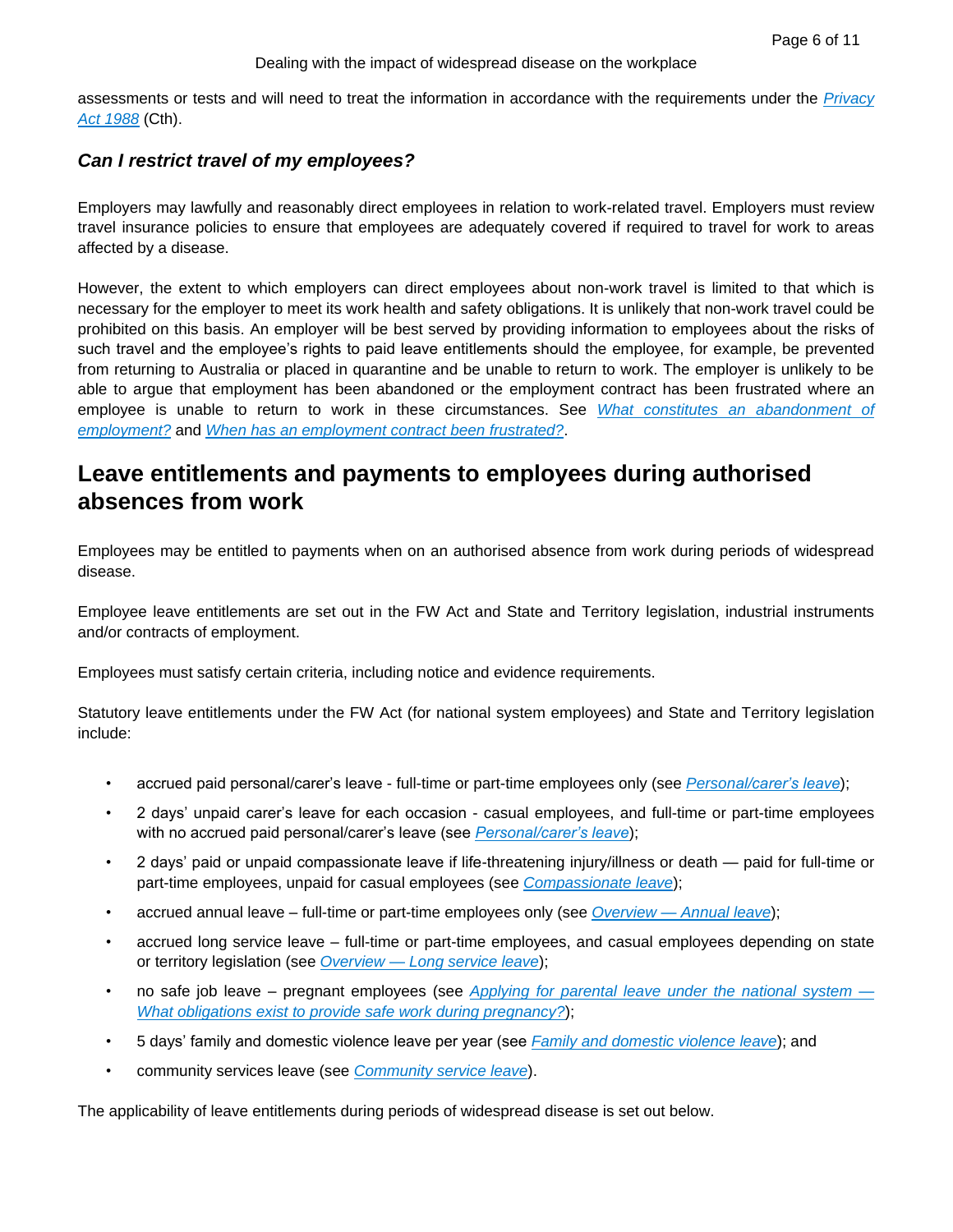assessments or tests and will need to treat the information in accordance with the requirements under the [Privacy Act 1988](#) (Cth).

### *Can I restrict travel of my employees?*

Employers may lawfully and reasonably direct employees in relation to work-related travel. Employers must review travel insurance policies to ensure that employees are adequately covered if required to travel for work to areas affected by a disease.

However, the extent to which employers can direct employees about non-work travel is limited to that which is necessary for the employer to meet its work health and safety obligations. It is unlikely that non-work travel could be prohibited on this basis. An employer will be best served by providing information to employees about the risks of such travel and the employee's rights to paid leave entitlements should the employee, for example, be prevented from returning to Australia or placed in quarantine and be unable to return to work. The employer is unlikely to be able to argue that employment has been abandoned or the employment contract has been frustrated where an employee is unable to return to work in these circumstances. See [*What constitutes an abandonment of employment?*](#) and [*When has an employment contract been frustrated?*](#).

## Leave entitlements and payments to employees during authorised absences from work

Employees may be entitled to payments when on an authorised absence from work during periods of widespread disease.

Employee leave entitlements are set out in the FW Act and State and Territory legislation, industrial instruments and/or contracts of employment.

Employees must satisfy certain criteria, including notice and evidence requirements.

Statutory leave entitlements under the FW Act (for national system employees) and State and Territory legislation include:

- accrued paid personal/carer's leave - full-time or part-time employees only (see [*Personal/carer's leave*](#));
- 2 days' unpaid carer's leave for each occasion - casual employees, and full-time or part-time employees with no accrued paid personal/carer's leave (see [*Personal/carer's leave*](#));
- 2 days' paid or unpaid compassionate leave if life-threatening injury/illness or death — paid for full-time or part-time employees, unpaid for casual employees (see [*Compassionate leave*](#));
- accrued annual leave – full-time or part-time employees only (see [*Overview — Annual leave*](#));
- accrued long service leave – full-time or part-time employees, and casual employees depending on state or territory legislation (see [*Overview — Long service leave*](#));
- no safe job leave – pregnant employees (see [*Applying for parental leave under the national system — What obligations exist to provide safe work during pregnancy?*](#));
- 5 days' family and domestic violence leave per year (see [*Family and domestic violence leave*](#)); and
- community services leave (see [*Community service leave*](#)).

The applicability of leave entitlements during periods of widespread disease is set out below.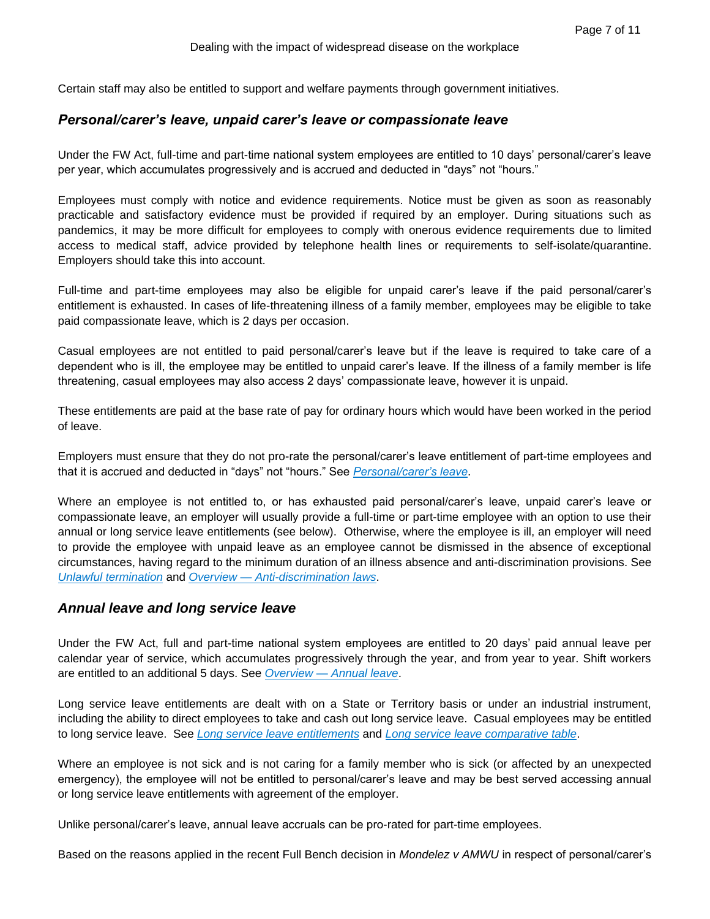Certain staff may also be entitled to support and welfare payments through government initiatives.

### *Personal/carer's leave, unpaid carer's leave or compassionate leave*

Under the FW Act, full-time and part-time national system employees are entitled to 10 days' personal/carer's leave per year, which accumulates progressively and is accrued and deducted in "days" not "hours."

Employees must comply with notice and evidence requirements. Notice must be given as soon as reasonably practicable and satisfactory evidence must be provided if required by an employer. During situations such as pandemics, it may be more difficult for employees to comply with onerous evidence requirements due to limited access to medical staff, advice provided by telephone health lines or requirements to self-isolate/quarantine. Employers should take this into account.

Full-time and part-time employees may also be eligible for unpaid carer's leave if the paid personal/carer's entitlement is exhausted. In cases of life-threatening illness of a family member, employees may be eligible to take paid compassionate leave, which is 2 days per occasion.

Casual employees are not entitled to paid personal/carer's leave but if the leave is required to take care of a dependent who is ill, the employee may be entitled to unpaid carer's leave. If the illness of a family member is life threatening, casual employees may also access 2 days' compassionate leave, however it is unpaid.

These entitlements are paid at the base rate of pay for ordinary hours which would have been worked in the period of leave.

Employers must ensure that they do not pro-rate the personal/carer's leave entitlement of part-time employees and that it is accrued and deducted in "days" not "hours." See *Personal/carer's leave*.

Where an employee is not entitled to, or has exhausted paid personal/carer's leave, unpaid carer's leave or compassionate leave, an employer will usually provide a full-time or part-time employee with an option to use their annual or long service leave entitlements (see below). Otherwise, where the employee is ill, an employer will need to provide the employee with unpaid leave as an employee cannot be dismissed in the absence of exceptional circumstances, having regard to the minimum duration of an illness absence and anti-discrimination provisions. See *Unlawful termination* and *Overview — Anti-discrimination laws*.

### *Annual leave and long service leave*

Under the FW Act, full and part-time national system employees are entitled to 20 days' paid annual leave per calendar year of service, which accumulates progressively through the year, and from year to year. Shift workers are entitled to an additional 5 days. See *Overview — Annual leave*.

Long service leave entitlements are dealt with on a State or Territory basis or under an industrial instrument, including the ability to direct employees to take and cash out long service leave. Casual employees may be entitled to long service leave. See *Long service leave entitlements* and *Long service leave comparative table*.

Where an employee is not sick and is not caring for a family member who is sick (or affected by an unexpected emergency), the employee will not be entitled to personal/carer's leave and may be best served accessing annual or long service leave entitlements with agreement of the employer.

Unlike personal/carer's leave, annual leave accruals can be pro-rated for part-time employees.

Based on the reasons applied in the recent Full Bench decision in *Mondelez v AMWU* in respect of personal/carer's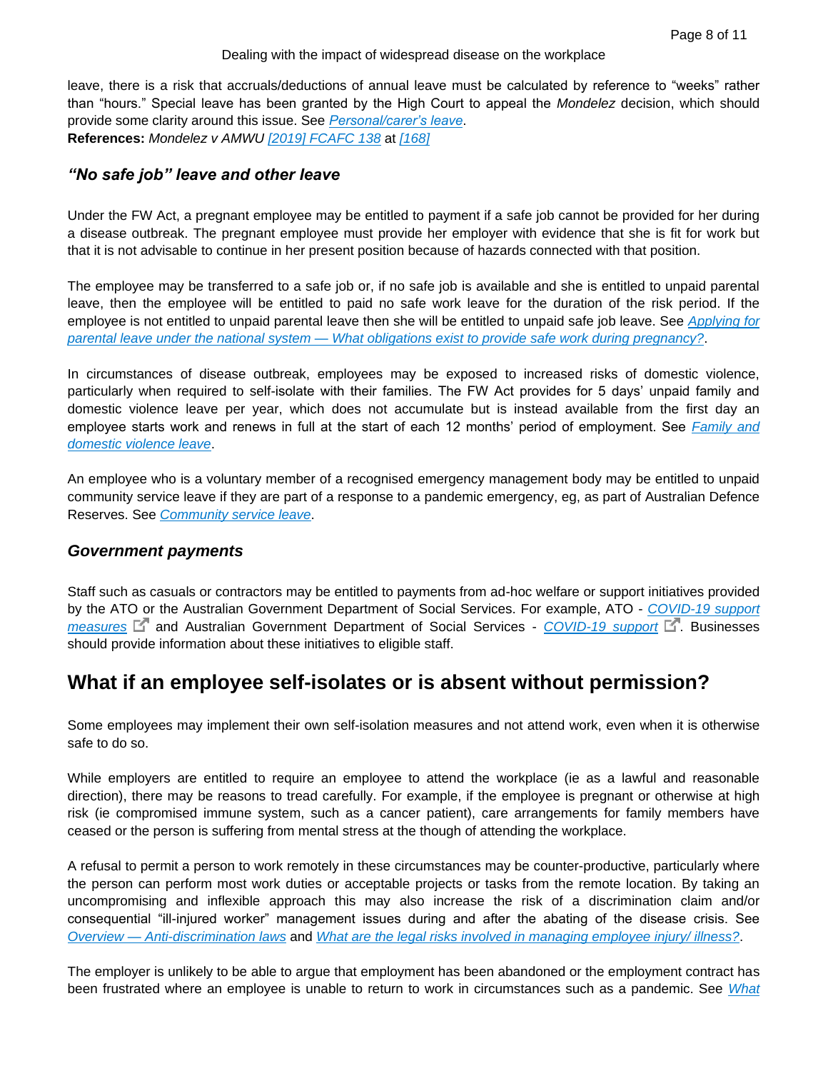leave, there is a risk that accruals/deductions of annual leave must be calculated by reference to "weeks" rather than "hours." Special leave has been granted by the High Court to appeal the *Mondelez* decision, which should provide some clarity around this issue. See *Personal/carer's leave*.

**References:** *Mondelez v AMWU* *[2019] FCAFC 138* at *[168]*

### *"No safe job" leave and other leave*

Under the FW Act, a pregnant employee may be entitled to payment if a safe job cannot be provided for her during a disease outbreak. The pregnant employee must provide her employer with evidence that she is fit for work but that it is not advisable to continue in her present position because of hazards connected with that position.

The employee may be transferred to a safe job or, if no safe job is available and she is entitled to unpaid parental leave, then the employee will be entitled to paid no safe work leave for the duration of the risk period. If the employee is not entitled to unpaid parental leave then she will be entitled to unpaid safe job leave. See *Applying for parental leave under the national system — What obligations exist to provide safe work during pregnancy?*.

In circumstances of disease outbreak, employees may be exposed to increased risks of domestic violence, particularly when required to self-isolate with their families. The FW Act provides for 5 days' unpaid family and domestic violence leave per year, which does not accumulate but is instead available from the first day an employee starts work and renews in full at the start of each 12 months' period of employment. See *Family and domestic violence leave*.

An employee who is a voluntary member of a recognised emergency management body may be entitled to unpaid community service leave if they are part of a response to a pandemic emergency, eg, as part of Australian Defence Reserves. See *Community service leave*.

### *Government payments*

Staff such as casuals or contractors may be entitled to payments from ad-hoc welfare or support initiatives provided by the ATO or the Australian Government Department of Social Services. For example, ATO - *COVID-19 support measures* and Australian Government Department of Social Services - *COVID-19 support*. Businesses should provide information about these initiatives to eligible staff.

## What if an employee self-isolates or is absent without permission?

Some employees may implement their own self-isolation measures and not attend work, even when it is otherwise safe to do so.

While employers are entitled to require an employee to attend the workplace (ie as a lawful and reasonable direction), there may be reasons to tread carefully. For example, if the employee is pregnant or otherwise at high risk (ie compromised immune system, such as a cancer patient), care arrangements for family members have ceased or the person is suffering from mental stress at the though of attending the workplace.

A refusal to permit a person to work remotely in these circumstances may be counter-productive, particularly where the person can perform most work duties or acceptable projects or tasks from the remote location. By taking an uncompromising and inflexible approach this may also increase the risk of a discrimination claim and/or consequential "ill-injured worker" management issues during and after the abating of the disease crisis. See *Overview — Anti-discrimination laws* and *What are the legal risks involved in managing employee injury/ illness?*.

The employer is unlikely to be able to argue that employment has been abandoned or the employment contract has been frustrated where an employee is unable to return to work in circumstances such as a pandemic. See *What*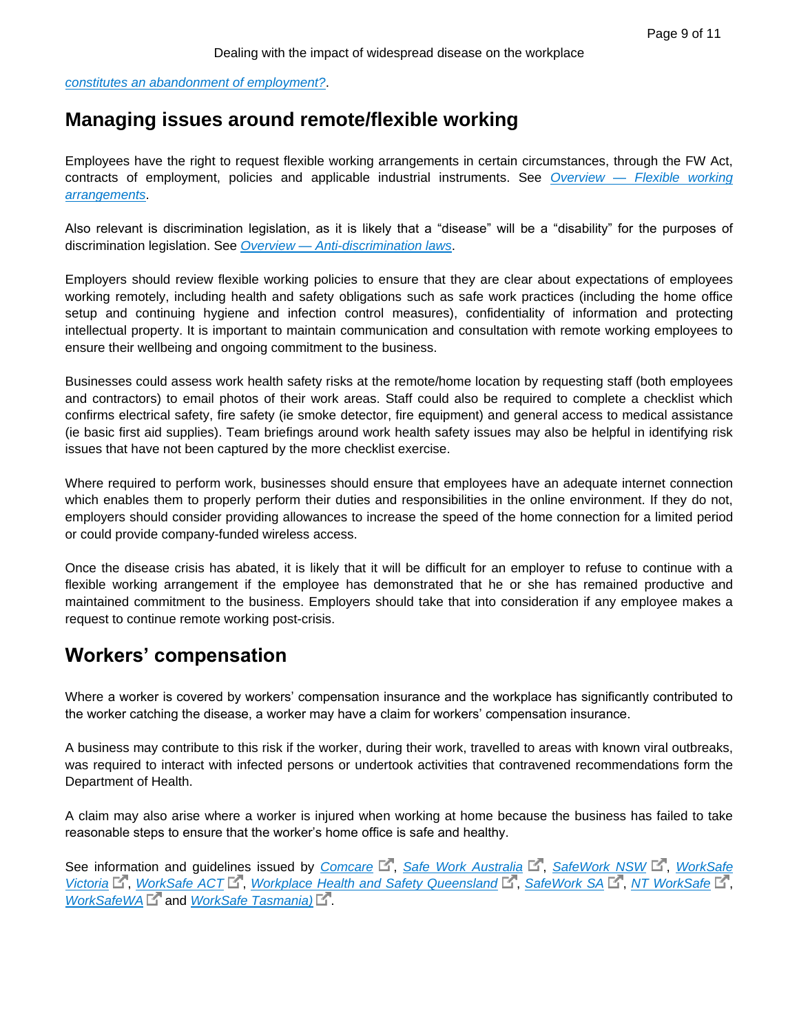*constitutes an abandonment of employment?*.

## Managing issues around remote/flexible working

Employees have the right to request flexible working arrangements in certain circumstances, through the FW Act, contracts of employment, policies and applicable industrial instruments. See *Overview — Flexible working arrangements*.

Also relevant is discrimination legislation, as it is likely that a "disease" will be a "disability" for the purposes of discrimination legislation. See *Overview — Anti-discrimination laws*.

Employers should review flexible working policies to ensure that they are clear about expectations of employees working remotely, including health and safety obligations such as safe work practices (including the home office setup and continuing hygiene and infection control measures), confidentiality of information and protecting intellectual property. It is important to maintain communication and consultation with remote working employees to ensure their wellbeing and ongoing commitment to the business.

Businesses could assess work health safety risks at the remote/home location by requesting staff (both employees and contractors) to email photos of their work areas. Staff could also be required to complete a checklist which confirms electrical safety, fire safety (ie smoke detector, fire equipment) and general access to medical assistance (ie basic first aid supplies). Team briefings around work health safety issues may also be helpful in identifying risk issues that have not been captured by the more checklist exercise.

Where required to perform work, businesses should ensure that employees have an adequate internet connection which enables them to properly perform their duties and responsibilities in the online environment. If they do not, employers should consider providing allowances to increase the speed of the home connection for a limited period or could provide company-funded wireless access.

Once the disease crisis has abated, it is likely that it will be difficult for an employer to refuse to continue with a flexible working arrangement if the employee has demonstrated that he or she has remained productive and maintained commitment to the business. Employers should take that into consideration if any employee makes a request to continue remote working post-crisis.

## Workers' compensation

Where a worker is covered by workers' compensation insurance and the workplace has significantly contributed to the worker catching the disease, a worker may have a claim for workers' compensation insurance.

A business may contribute to this risk if the worker, during their work, travelled to areas with known viral outbreaks, was required to interact with infected persons or undertook activities that contravened recommendations form the Department of Health.

A claim may also arise where a worker is injured when working at home because the business has failed to take reasonable steps to ensure that the worker's home office is safe and healthy.

See information and guidelines issued by *Comcare*, *Safe Work Australia*, *SafeWork NSW*, *WorkSafe Victoria*, *WorkSafe ACT*, *Workplace Health and Safety Queensland*, *SafeWork SA*, *NT WorkSafe*, *WorkSafeWA* and *WorkSafe Tasmania)*.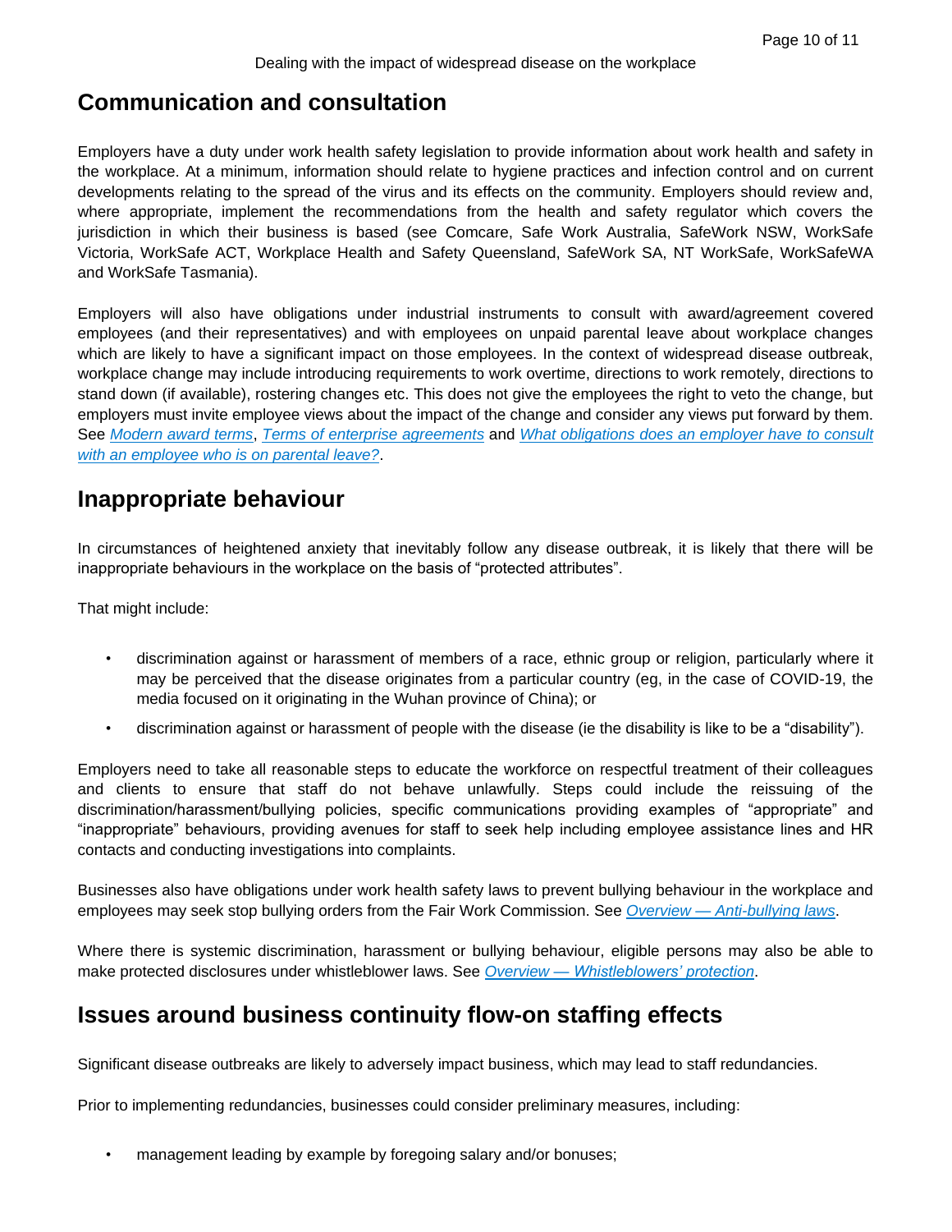## Communication and consultation

Employers have a duty under work health safety legislation to provide information about work health and safety in the workplace. At a minimum, information should relate to hygiene practices and infection control and on current developments relating to the spread of the virus and its effects on the community. Employers should review and, where appropriate, implement the recommendations from the health and safety regulator which covers the jurisdiction in which their business is based (see Comcare, Safe Work Australia, SafeWork NSW, WorkSafe Victoria, WorkSafe ACT, Workplace Health and Safety Queensland, SafeWork SA, NT WorkSafe, WorkSafeWA and WorkSafe Tasmania).

Employers will also have obligations under industrial instruments to consult with award/agreement covered employees (and their representatives) and with employees on unpaid parental leave about workplace changes which are likely to have a significant impact on those employees. In the context of widespread disease outbreak, workplace change may include introducing requirements to work overtime, directions to work remotely, directions to stand down (if available), rostering changes etc. This does not give the employees the right to veto the change, but employers must invite employee views about the impact of the change and consider any views put forward by them. See *Modern award terms*, *Terms of enterprise agreements* and *What obligations does an employer have to consult with an employee who is on parental leave?*.

## Inappropriate behaviour

In circumstances of heightened anxiety that inevitably follow any disease outbreak, it is likely that there will be inappropriate behaviours in the workplace on the basis of "protected attributes".

That might include:

- discrimination against or harassment of members of a race, ethnic group or religion, particularly where it may be perceived that the disease originates from a particular country (eg, in the case of COVID-19, the media focused on it originating in the Wuhan province of China); or
- discrimination against or harassment of people with the disease (ie the disability is like to be a "disability").

Employers need to take all reasonable steps to educate the workforce on respectful treatment of their colleagues and clients to ensure that staff do not behave unlawfully. Steps could include the reissuing of the discrimination/harassment/bullying policies, specific communications providing examples of "appropriate" and "inappropriate" behaviours, providing avenues for staff to seek help including employee assistance lines and HR contacts and conducting investigations into complaints.

Businesses also have obligations under work health safety laws to prevent bullying behaviour in the workplace and employees may seek stop bullying orders from the Fair Work Commission. See *Overview — Anti-bullying laws*.

Where there is systemic discrimination, harassment or bullying behaviour, eligible persons may also be able to make protected disclosures under whistleblower laws. See *Overview — Whistleblowers' protection*.

## Issues around business continuity flow-on staffing effects

Significant disease outbreaks are likely to adversely impact business, which may lead to staff redundancies.

Prior to implementing redundancies, businesses could consider preliminary measures, including:

- management leading by example by foregoing salary and/or bonuses;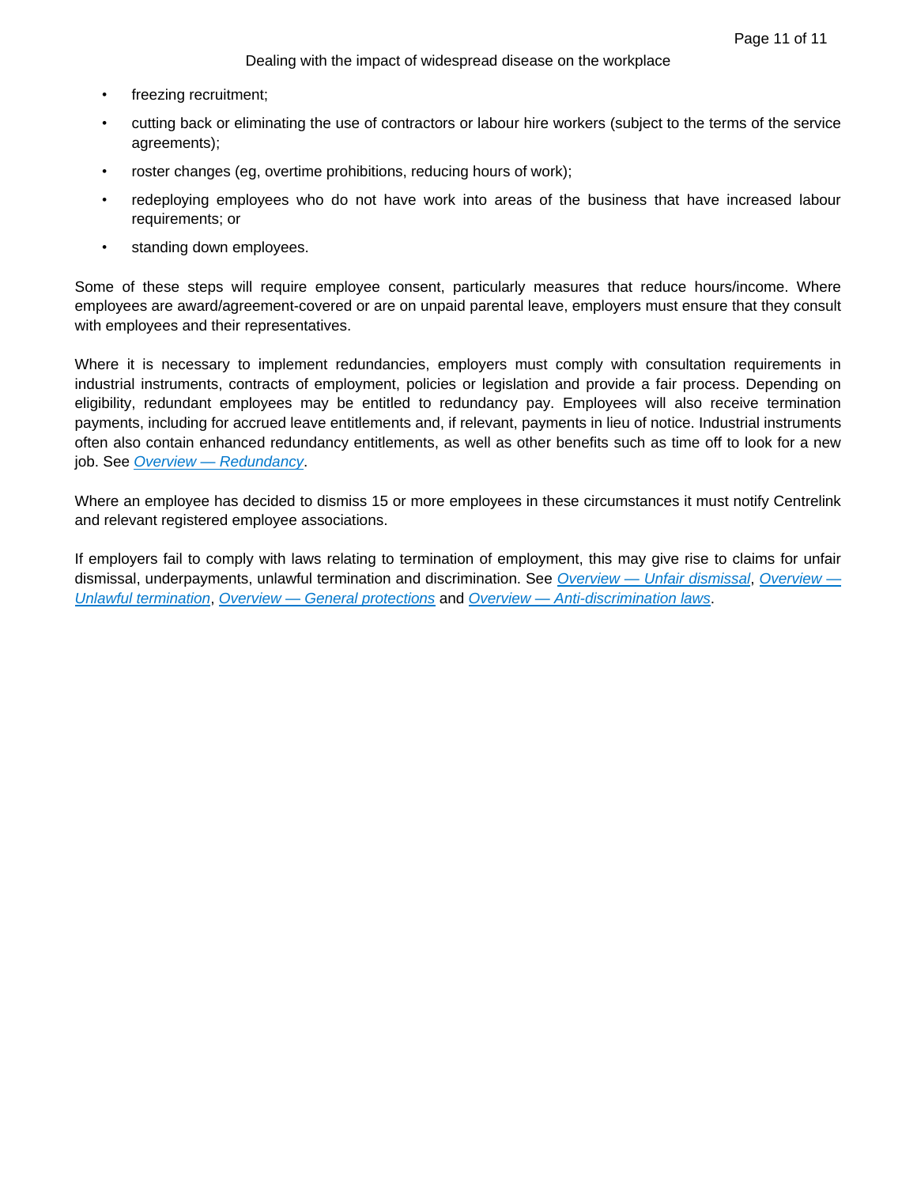- freezing recruitment;
- cutting back or eliminating the use of contractors or labour hire workers (subject to the terms of the service agreements);
- roster changes (eg, overtime prohibitions, reducing hours of work);
- redeploying employees who do not have work into areas of the business that have increased labour requirements; or
- standing down employees.

Some of these steps will require employee consent, particularly measures that reduce hours/income. Where employees are award/agreement-covered or are on unpaid parental leave, employers must ensure that they consult with employees and their representatives.

Where it is necessary to implement redundancies, employers must comply with consultation requirements in industrial instruments, contracts of employment, policies or legislation and provide a fair process. Depending on eligibility, redundant employees may be entitled to redundancy pay. Employees will also receive termination payments, including for accrued leave entitlements and, if relevant, payments in lieu of notice. Industrial instruments often also contain enhanced redundancy entitlements, as well as other benefits such as time off to look for a new job. See *Overview — Redundancy*.

Where an employee has decided to dismiss 15 or more employees in these circumstances it must notify Centrelink and relevant registered employee associations.

If employers fail to comply with laws relating to termination of employment, this may give rise to claims for unfair dismissal, underpayments, unlawful termination and discrimination. See *Overview — Unfair dismissal*, *Overview — Unlawful termination*, *Overview — General protections* and *Overview — Anti-discrimination laws*.